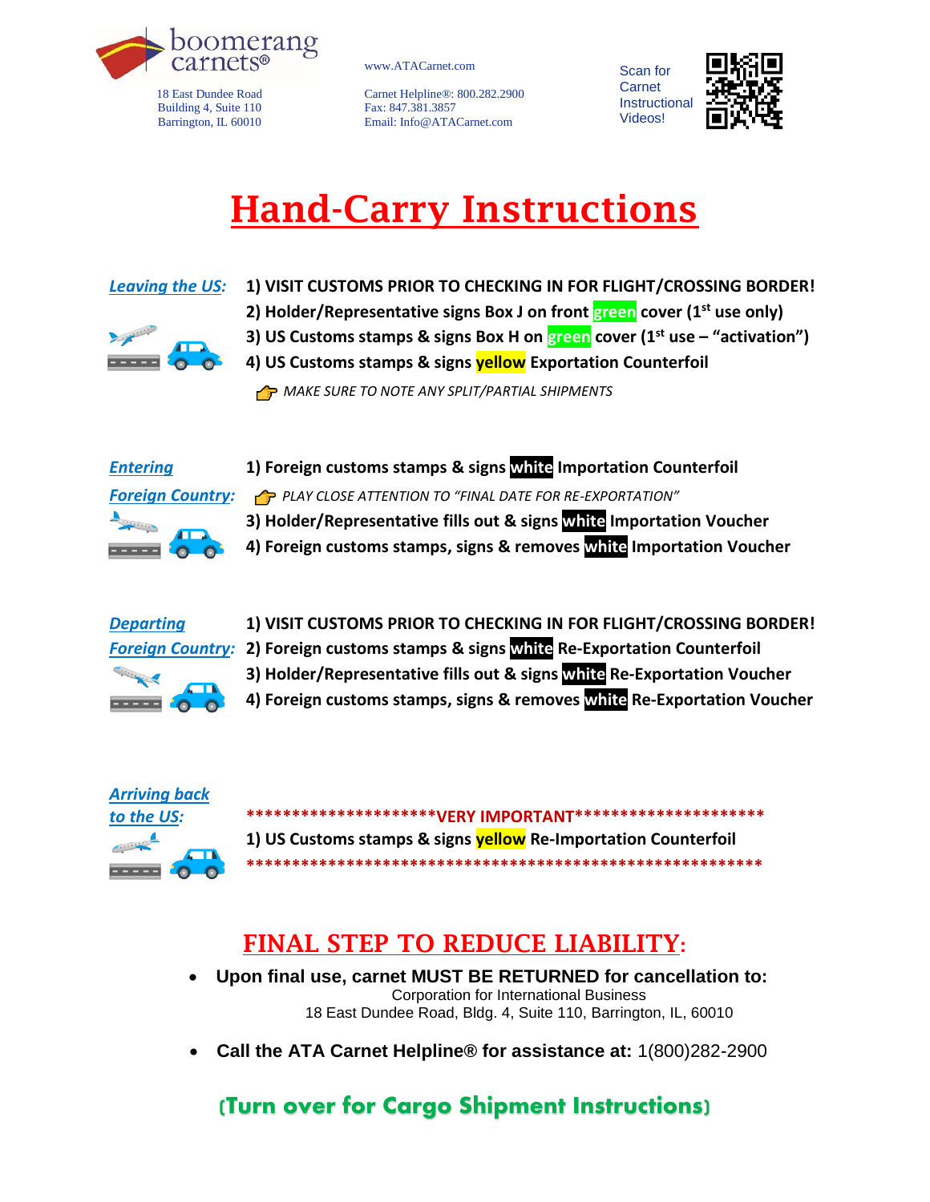boomerang carnets®

18 East Dundee Road
Building 4, Suite 110
Barrington, IL 60010

www.ATACarnet.com

Carnet Helpline®: 800.282.2900
Fax: 847.381.3857
Email: Info@ATACarnet.com

Scan for Carnet Instructional Videos!

# Hand-Carry Instructions

***Leaving the US:***

1) **VISIT CUSTOMS PRIOR TO CHECKING IN FOR FLIGHT/CROSSING BORDER!**
2) **Holder/Representative signs Box J on front green cover (1st use only)**
3) **US Customs stamps & signs Box H on green cover (1st use – "activation")**
4) **US Customs stamps & signs yellow Exportation Counterfoil**

*MAKE SURE TO NOTE ANY SPLIT/PARTIAL SHIPMENTS*

***Entering Foreign Country:***

1) **Foreign customs stamps & signs white Importation Counterfoil**

*PLAY CLOSE ATTENTION TO "FINAL DATE FOR RE-EXPORTATION"*

3) **Holder/Representative fills out & signs white Importation Voucher**
4) **Foreign customs stamps, signs & removes white Importation Voucher**

***Departing Foreign Country:***

1) **VISIT CUSTOMS PRIOR TO CHECKING IN FOR FLIGHT/CROSSING BORDER!**
2) **Foreign customs stamps & signs white Re-Exportation Counterfoil**
3) **Holder/Representative fills out & signs white Re-Exportation Voucher**
4) **Foreign customs stamps, signs & removes white Re-Exportation Voucher**

***Arriving back to the US:***

**********************VERY IMPORTANT**********************

1) **US Customs stamps & signs yellow Re-Importation Counterfoil**

**********************************************************

## FINAL STEP TO REDUCE LIABILITY:

- **Upon final use, carnet MUST BE RETURNED for cancellation to:**
  Corporation for International Business
  18 East Dundee Road, Bldg. 4, Suite 110, Barrington, IL, 60010
- **Call the ATA Carnet Helpline® for assistance at:** 1(800)282-2900

**(Turn over for Cargo Shipment Instructions)**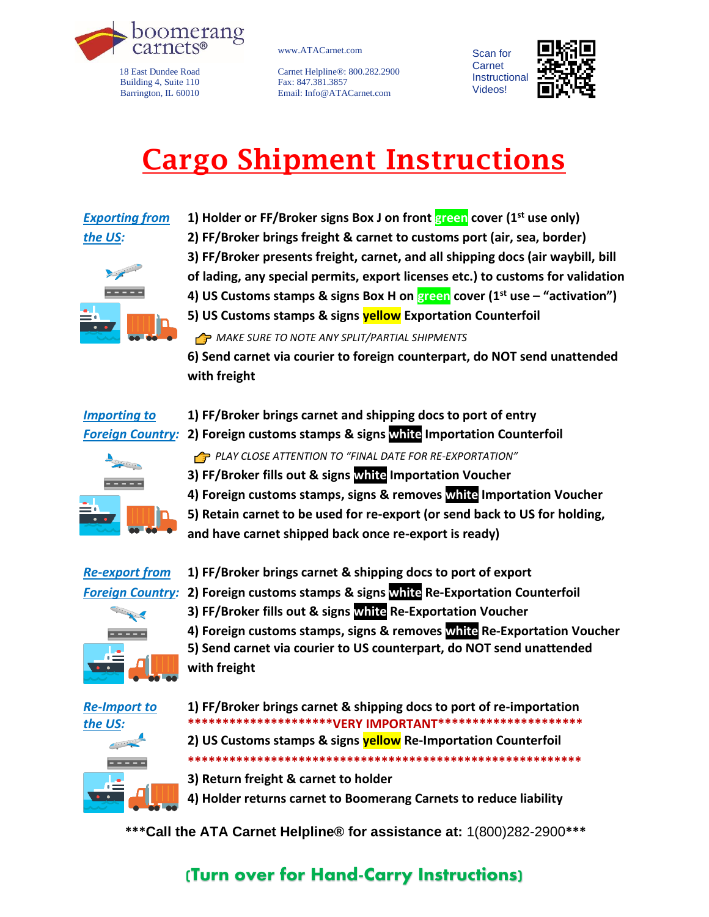boomerang carnets®

18 East Dundee Road
Building 4, Suite 110
Barrington, IL 60010

www.ATACarnet.com

Carnet Helpline®: 800.282.2900
Fax: 847.381.3857
Email: Info@ATACarnet.com

Scan for Carnet Instructional Videos!

# Cargo Shipment Instructions

## *Exporting from the US:*

1) Holder or FF/Broker signs Box J on front green cover (1st use only)
2) FF/Broker brings freight & carnet to customs port (air, sea, border)
3) FF/Broker presents freight, carnet, and all shipping docs (air waybill, bill of lading, any special permits, export licenses etc.) to customs for validation
4) US Customs stamps & signs Box H on green cover (1st use – "activation")
5) US Customs stamps & signs yellow Exportation Counterfoil

*MAKE SURE TO NOTE ANY SPLIT/PARTIAL SHIPMENTS*

6) Send carnet via courier to foreign counterpart, do NOT send unattended with freight

## *Importing to Foreign Country:*

1) FF/Broker brings carnet and shipping docs to port of entry
2) Foreign customs stamps & signs white Importation Counterfoil

*PLAY CLOSE ATTENTION TO "FINAL DATE FOR RE-EXPORTATION"*

3) FF/Broker fills out & signs white Importation Voucher
4) Foreign customs stamps, signs & removes white Importation Voucher
5) Retain carnet to be used for re-export (or send back to US for holding, and have carnet shipped back once re-export is ready)

## *Re-export from Foreign Country:*

1) FF/Broker brings carnet & shipping docs to port of export
2) Foreign customs stamps & signs white Re-Exportation Counterfoil
3) FF/Broker fills out & signs white Re-Exportation Voucher
4) Foreign customs stamps, signs & removes white Re-Exportation Voucher
5) Send carnet via courier to US counterpart, do NOT send unattended with freight

## *Re-Import to the US:*

1) FF/Broker brings carnet & shipping docs to port of re-importation

********************VERY IMPORTANT********************

2) US Customs stamps & signs yellow Re-Importation Counterfoil

**********************************************************

3) Return freight & carnet to holder
4) Holder returns carnet to Boomerang Carnets to reduce liability

***Call the ATA Carnet Helpline® for assistance at: 1(800)282-2900***

(Turn over for Hand-Carry Instructions)